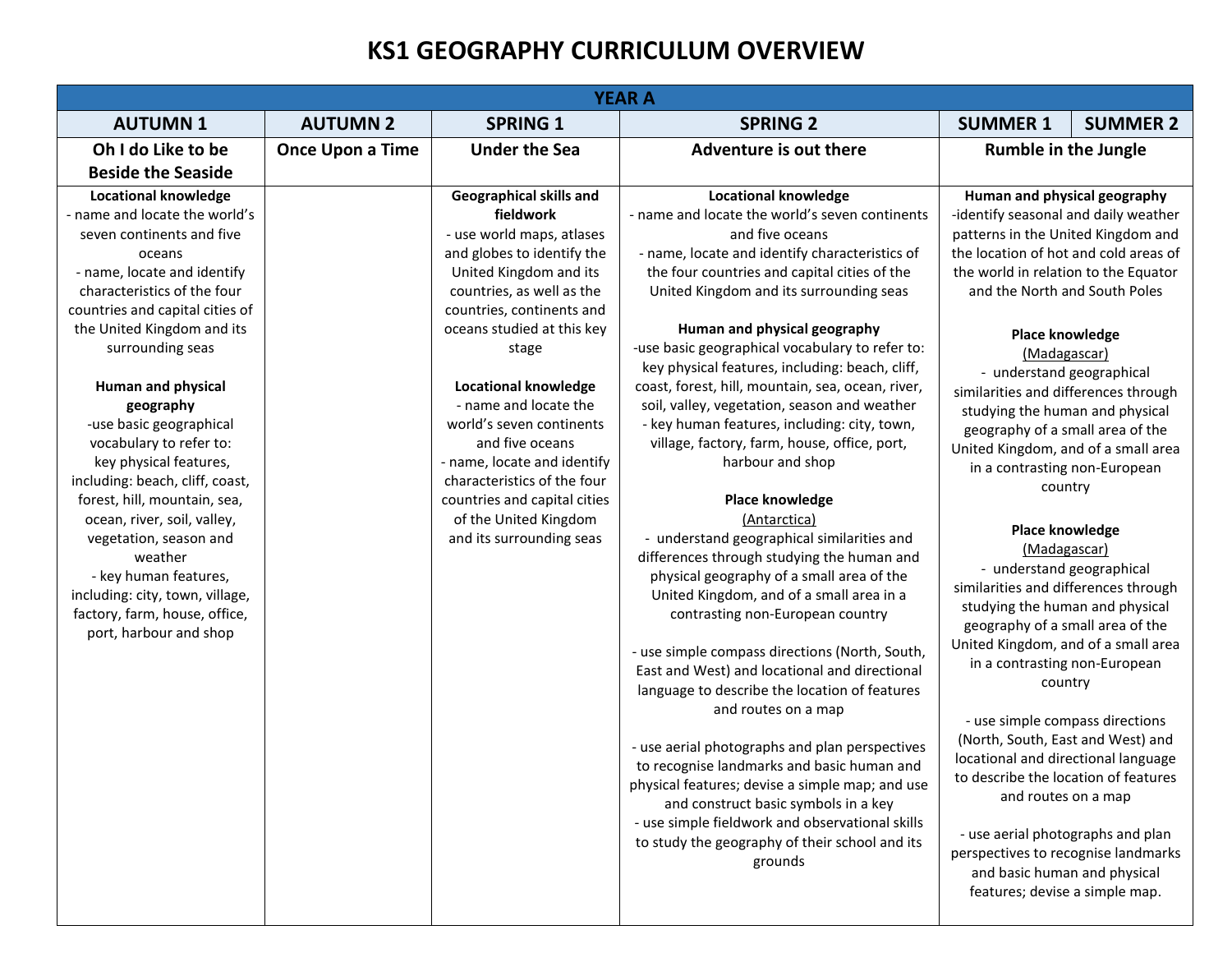# KS1 GEOGRAPHY CURRICULUM OVERVIEW

| YEAR A | | | | | |
|---|---|---|---|---|---|
| **AUTUMN 1** | **AUTUMN 2** | **SPRING 1** | **SPRING 2** | **SUMMER 1** | **SUMMER 2** |
| **Oh I do Like to be Beside the Seaside** | **Once Upon a Time** | **Under the Sea** | **Adventure is out there** | **Rumble in the Jungle** | |
| **Locational knowledge**<br>- name and locate the world's seven continents and five oceans<br>- name, locate and identify characteristics of the four countries and capital cities of the United Kingdom and its surrounding seas<br><br>**Human and physical geography**<br>-use basic geographical vocabulary to refer to:<br>key physical features, including: beach, cliff, coast, forest, hill, mountain, sea, ocean, river, soil, valley, vegetation, season and weather<br>- key human features, including: city, town, village, factory, farm, house, office, port, harbour and shop | | **Geographical skills and fieldwork**<br>- use world maps, atlases and globes to identify the United Kingdom and its countries, as well as the countries, continents and oceans studied at this key stage<br><br>**Locational knowledge**<br>- name and locate the world's seven continents and five oceans<br>- name, locate and identify characteristics of the four countries and capital cities of the United Kingdom and its surrounding seas | **Locational knowledge**<br>- name and locate the world's seven continents and five oceans<br>- name, locate and identify characteristics of the four countries and capital cities of the United Kingdom and its surrounding seas<br><br>**Human and physical geography**<br>-use basic geographical vocabulary to refer to: key physical features, including: beach, cliff, coast, forest, hill, mountain, sea, ocean, river, soil, valley, vegetation, season and weather<br>- key human features, including: city, town, village, factory, farm, house, office, port, harbour and shop<br><br>**Place knowledge**<br>(Antarctica)<br>- understand geographical similarities and differences through studying the human and physical geography of a small area of the United Kingdom, and of a small area in a contrasting non-European country<br><br>- use simple compass directions (North, South, East and West) and locational and directional language to describe the location of features and routes on a map<br><br>- use aerial photographs and plan perspectives to recognise landmarks and basic human and physical features; devise a simple map; and use and construct basic symbols in a key<br>- use simple fieldwork and observational skills to study the geography of their school and its grounds | **Human and physical geography**<br>-identify seasonal and daily weather patterns in the United Kingdom and the location of hot and cold areas of the world in relation to the Equator and the North and South Poles<br><br>**Place knowledge**<br>(Madagascar)<br>- understand geographical similarities and differences through studying the human and physical geography of a small area of the United Kingdom, and of a small area in a contrasting non-European country<br><br>**Place knowledge**<br>(Madagascar)<br>- understand geographical similarities and differences through studying the human and physical geography of a small area of the United Kingdom, and of a small area in a contrasting non-European country<br><br>- use simple compass directions (North, South, East and West) and locational and directional language to describe the location of features and routes on a map<br><br>- use aerial photographs and plan perspectives to recognise landmarks and basic human and physical features; devise a simple map. | |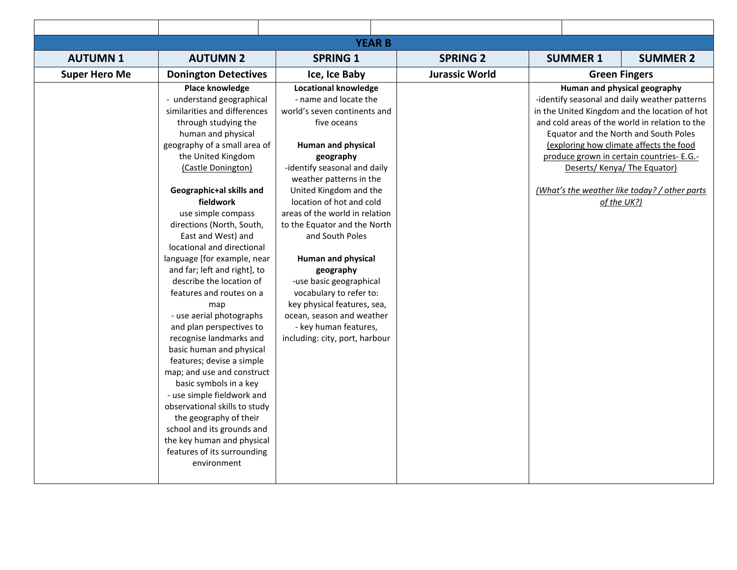| | | | | | |
|---|---|---|---|---|---|
| **YEAR B** | | | | | |
| **AUTUMN 1** | **AUTUMN 2** | **SPRING 1** | **SPRING 2** | **SUMMER 1** | **SUMMER 2** |
| **Super Hero Me** | **Donington Detectives** | **Ice, Ice Baby** | **Jurassic World** | **Green Fingers** | |
| | **Place knowledge**<br>- understand geographical similarities and differences through studying the human and physical geography of a small area of the United Kingdom <u>(Castle Donington)</u><br><br>**Geographic+al skills and fieldwork**<br>use simple compass directions (North, South, East and West) and locational and directional language [for example, near and far; left and right], to describe the location of features and routes on a map<br>- use aerial photographs and plan perspectives to recognise landmarks and basic human and physical features; devise a simple map; and use and construct basic symbols in a key<br>- use simple fieldwork and observational skills to study the geography of their school and its grounds and the key human and physical features of its surrounding environment | **Locational knowledge**<br>- name and locate the world's seven continents and five oceans<br><br>**Human and physical geography**<br>-identify seasonal and daily weather patterns in the United Kingdom and the location of hot and cold areas of the world in relation to the Equator and the North and South Poles<br><br>**Human and physical geography**<br>-use basic geographical vocabulary to refer to: key physical features, sea, ocean, season and weather<br>- key human features, including: city, port, harbour | | **Human and physical geography**<br>-identify seasonal and daily weather patterns in the United Kingdom and the location of hot and cold areas of the world in relation to the Equator and the North and South Poles<br><u>(exploring how climate affects the food produce grown in certain countries- E.G.- Deserts/ Kenya/ The Equator)</u><br><br>*<u>(What's the weather like today? / other parts of the UK?)</u>* | |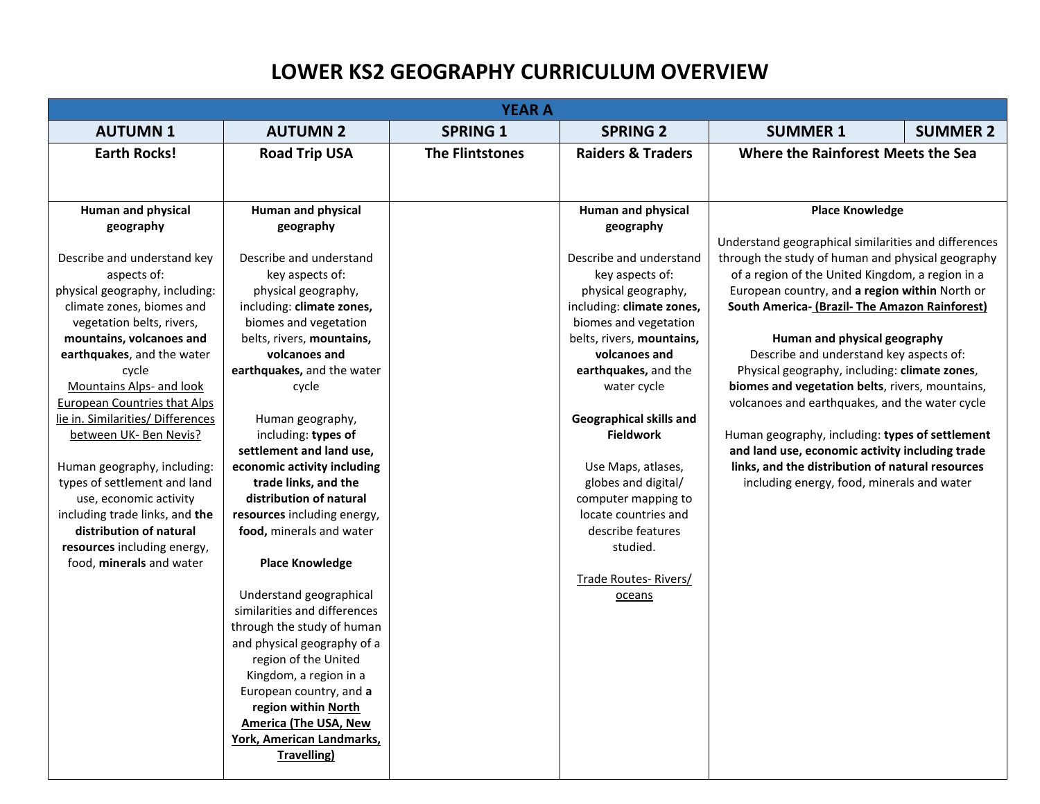# LOWER KS2 GEOGRAPHY CURRICULUM OVERVIEW

| YEAR A | | | | | |
|---|---|---|---|---|---|
| **AUTUMN 1** | **AUTUMN 2** | **SPRING 1** | **SPRING 2** | **SUMMER 1** | **SUMMER 2** |
| **Earth Rocks!** | **Road Trip USA** | **The Flintstones** | **Raiders & Traders** | **Where the Rainforest Meets the Sea** | |
| **Human and physical geography**<br><br>Describe and understand key aspects of:<br>physical geography, including: climate zones, biomes and vegetation belts, rivers, **mountains, volcanoes and earthquakes**, and the water cycle<br>Mountains Alps- and look European Countries that Alps lie in. Similarities/ Differences between UK- Ben Nevis?<br><br>Human geography, including: types of settlement and land use, economic activity including trade links, and **the distribution of natural resources** including energy, food, **minerals** and water | **Human and physical geography**<br><br>Describe and understand key aspects of:<br>physical geography, including: **climate zones,** biomes and vegetation belts, rivers, **mountains, volcanoes and earthquakes,** and the water cycle<br><br>Human geography, including: **types of settlement and land use, economic activity including trade links, and the distribution of natural resources** including energy, **food,** minerals and water<br><br>**Place Knowledge**<br><br>Understand geographical similarities and differences through the study of human and physical geography of a region of the United Kingdom, a region in a European country, and **a region within North America (The USA, New York, American Landmarks, Travelling)** | | **Human and physical geography**<br><br>Describe and understand key aspects of:<br>physical geography, including: **climate zones,** biomes and vegetation belts, rivers, **mountains, volcanoes and earthquakes,** and the water cycle<br><br>**Geographical skills and Fieldwork**<br><br>Use Maps, atlases, globes and digital/ computer mapping to locate countries and describe features studied.<br><br>Trade Routes- Rivers/ oceans | **Place Knowledge**<br><br>Understand geographical similarities and differences through the study of human and physical geography of a region of the United Kingdom, a region in a European country, and **a region within** North or **South America- (Brazil- The Amazon Rainforest)**<br><br>**Human and physical geography**<br>Describe and understand key aspects of:<br>Physical geography, including: **climate zones**, **biomes and vegetation belts**, rivers, mountains, volcanoes and earthquakes, and the water cycle<br><br>Human geography, including: **types of settlement and land use, economic activity including trade links, and the distribution of natural resources** including energy, food, minerals and water | |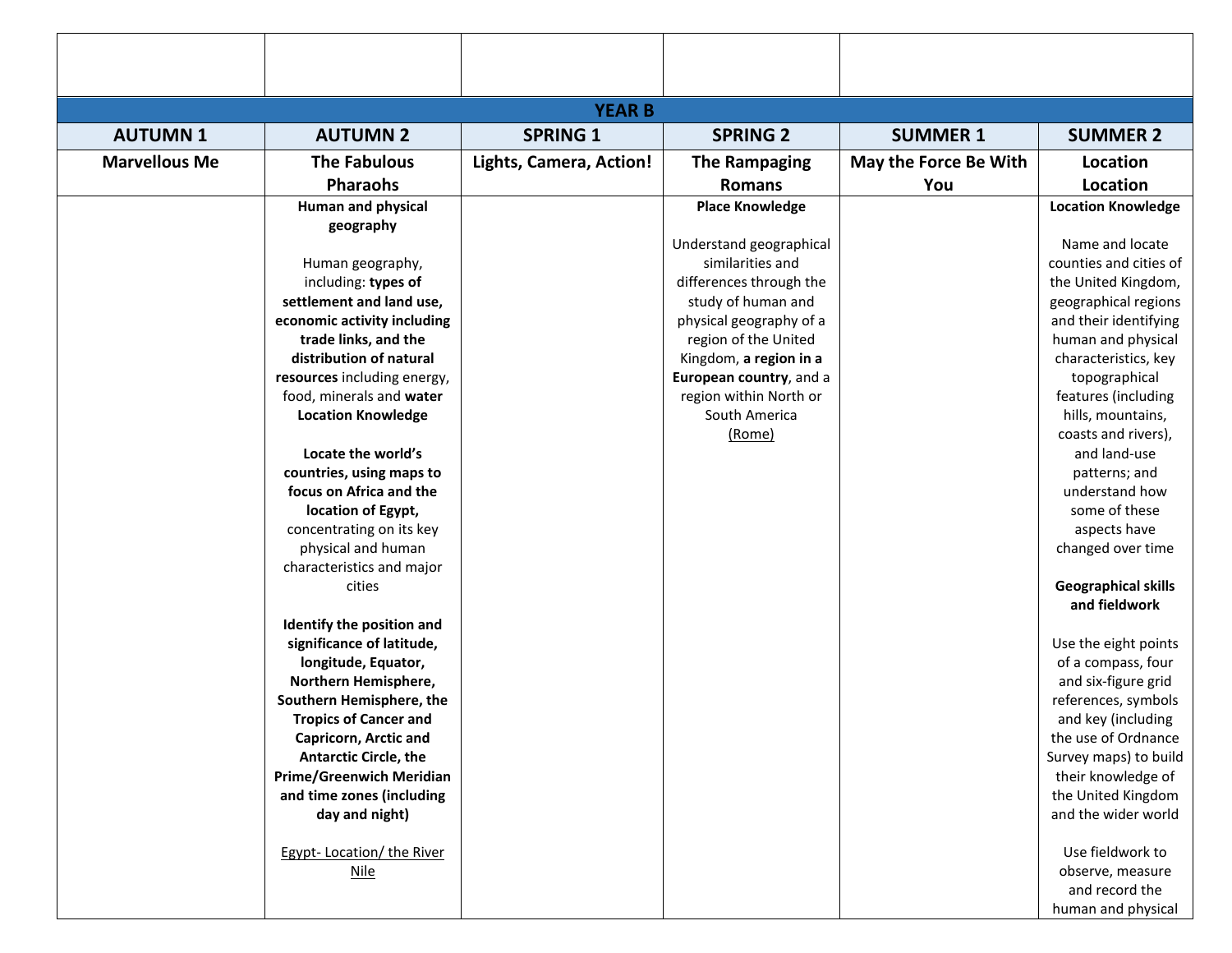| | | | | |
|---|---|---|---|---|
| | | | | |

| **YEAR B** | | | | | |
|---|---|---|---|---|---|
| **AUTUMN 1** | **AUTUMN 2** | **SPRING 1** | **SPRING 2** | **SUMMER 1** | **SUMMER 2** |
| **Marvellous Me** | **The Fabulous Pharaohs** | **Lights, Camera, Action!** | **The Rampaging Romans** | **May the Force Be With You** | **Location Location** |
| | **Human and physical geography**<br><br>Human geography, including: **types of settlement and land use, economic activity including trade links, and the distribution of natural resources** including energy, food, minerals and **water Location Knowledge**<br><br>**Locate the world's countries, using maps to focus on Africa and the location of Egypt,** concentrating on its key physical and human characteristics and major cities<br><br>**Identify the position and significance of latitude, longitude, Equator, Northern Hemisphere, Southern Hemisphere, the Tropics of Cancer and Capricorn, Arctic and Antarctic Circle, the Prime/Greenwich Meridian and time zones (including day and night)**<br><br>Egypt- Location/ the River Nile | | **Place Knowledge**<br><br>Understand geographical similarities and differences through the study of human and physical geography of a region of the United Kingdom, **a region in a European country**, and a region within North or South America<br>(Rome) | | **Location Knowledge**<br><br>Name and locate counties and cities of the United Kingdom, geographical regions and their identifying human and physical characteristics, key topographical features (including hills, mountains, coasts and rivers), and land-use patterns; and understand how some of these aspects have changed over time<br><br>**Geographical skills and fieldwork**<br><br>Use the eight points of a compass, four and six-figure grid references, symbols and key (including the use of Ordnance Survey maps) to build their knowledge of the United Kingdom and the wider world<br><br>Use fieldwork to observe, measure and record the human and physical |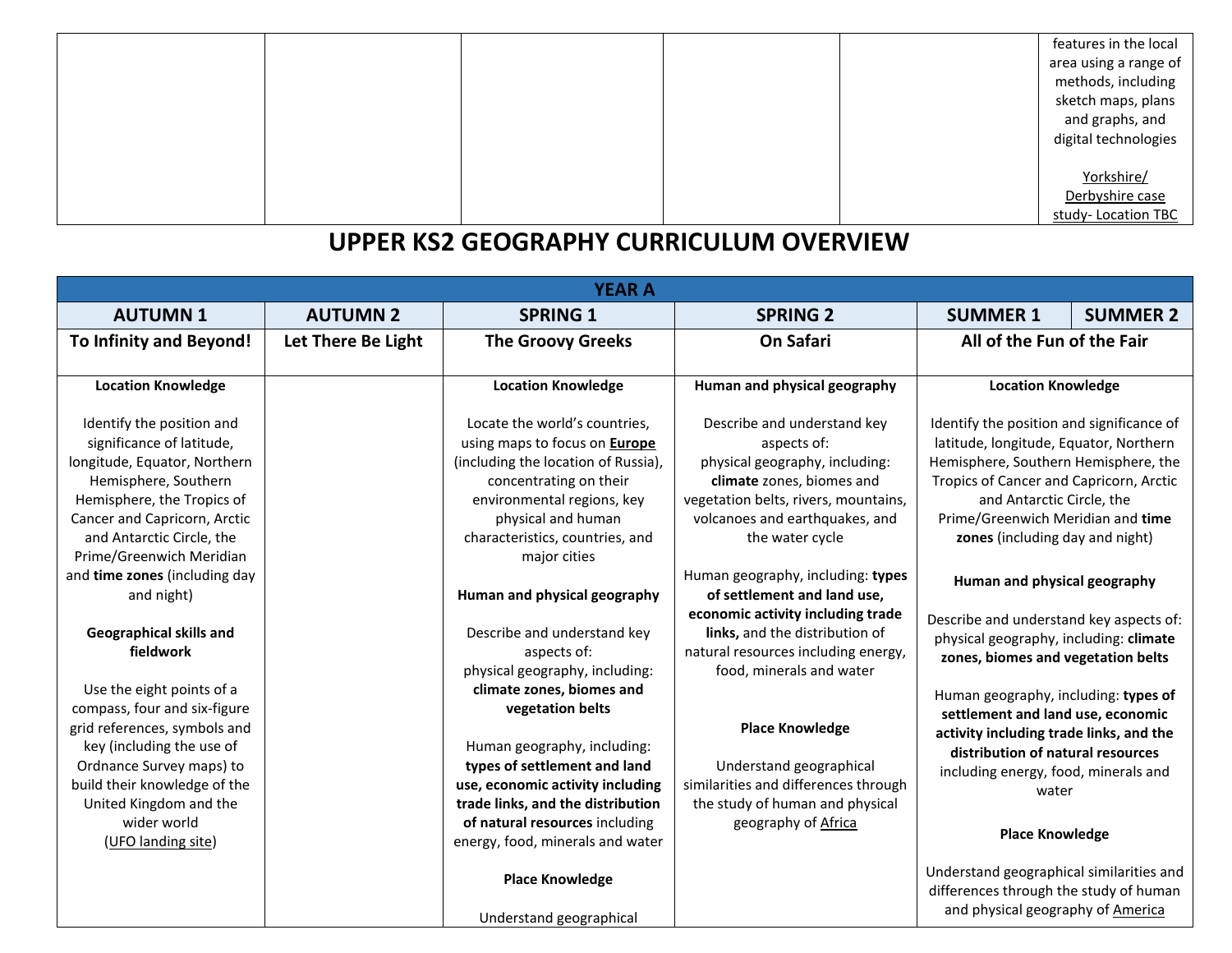| | | | | | |
|---|---|---|---|---|---|
| | | | | | features in the local area using a range of methods, including sketch maps, plans and graphs, and digital technologies<br><br>Yorkshire/ Derbyshire case study- Location TBC |

# UPPER KS2 GEOGRAPHY CURRICULUM OVERVIEW

| YEAR A | | | | | |
|---|---|---|---|---|---|
| **AUTUMN 1** | **AUTUMN 2** | **SPRING 1** | **SPRING 2** | **SUMMER 1** | **SUMMER 2** |
| **To Infinity and Beyond!** | **Let There Be Light** | **The Groovy Greeks** | **On Safari** | **All of the Fun of the Fair** | |
| **Location Knowledge**<br><br>Identify the position and significance of latitude, longitude, Equator, Northern Hemisphere, Southern Hemisphere, the Tropics of Cancer and Capricorn, Arctic and Antarctic Circle, the Prime/Greenwich Meridian and **time zones** (including day and night)<br><br>**Geographical skills and fieldwork**<br><br>Use the eight points of a compass, four and six-figure grid references, symbols and key (including the use of Ordnance Survey maps) to build their knowledge of the United Kingdom and the wider world<br>(UFO landing site) | | **Location Knowledge**<br><br>Locate the world's countries, using maps to focus on **Europe** (including the location of Russia), concentrating on their environmental regions, key physical and human characteristics, countries, and major cities<br><br>**Human and physical geography**<br><br>Describe and understand key aspects of:<br>physical geography, including: **climate zones, biomes and vegetation belts**<br><br>Human geography, including: **types of settlement and land use, economic activity including trade links, and the distribution of natural resources** including energy, food, minerals and water<br><br>**Place Knowledge**<br><br>Understand geographical | **Human and physical geography**<br><br>Describe and understand key aspects of:<br>physical geography, including: **climate** zones, biomes and vegetation belts, rivers, mountains, volcanoes and earthquakes, and the water cycle<br><br>Human geography, including: **types of settlement and land use, economic activity including trade links,** and the distribution of natural resources including energy, food, minerals and water<br><br>**Place Knowledge**<br><br>Understand geographical similarities and differences through the study of human and physical geography of Africa | **Location Knowledge**<br><br>Identify the position and significance of latitude, longitude, Equator, Northern Hemisphere, Southern Hemisphere, the Tropics of Cancer and Capricorn, Arctic and Antarctic Circle, the Prime/Greenwich Meridian and **time zones** (including day and night)<br><br>**Human and physical geography**<br><br>Describe and understand key aspects of:<br>physical geography, including: **climate zones, biomes and vegetation belts**<br><br>Human geography, including: **types of settlement and land use, economic activity including trade links, and the distribution of natural resources** including energy, food, minerals and water<br><br>**Place Knowledge**<br><br>Understand geographical similarities and differences through the study of human and physical geography of America | |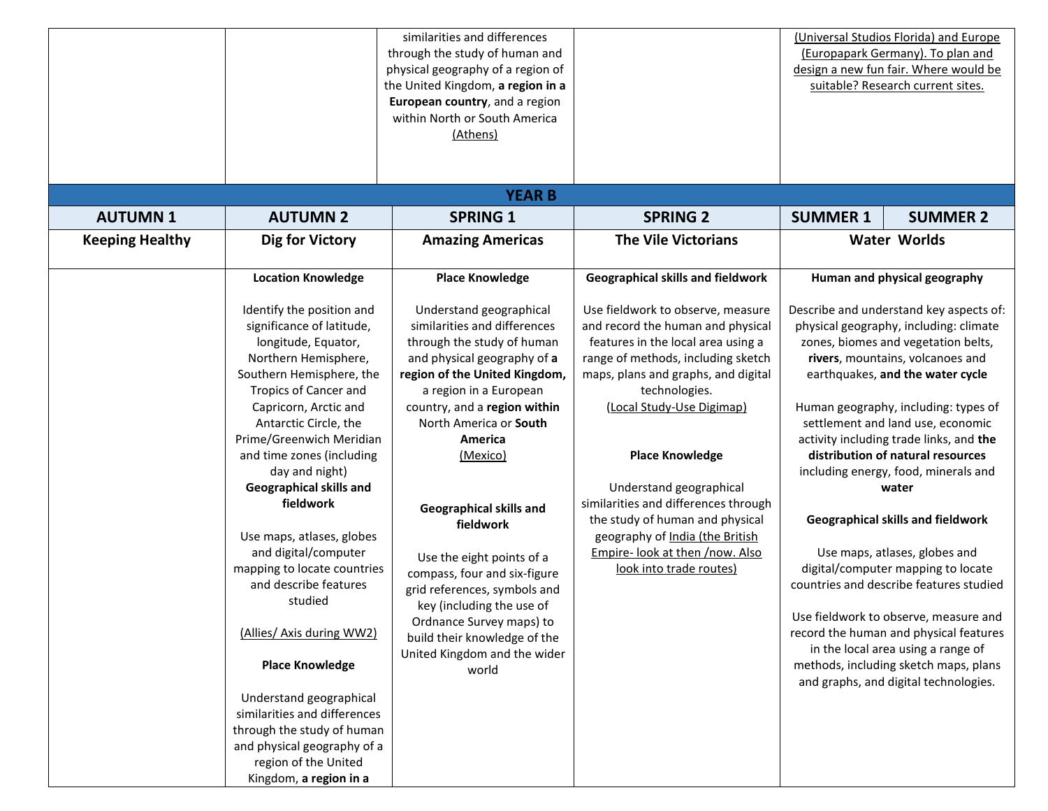| | | | | |
|---|---|---|---|---|
| | | similarities and differences through the study of human and physical geography of a region of the United Kingdom, **a region in a European country**, and a region within North or South America (Athens) | | (Universal Studios Florida) and Europe (Europapark Germany). To plan and design a new fun fair. Where would be suitable? Research current sites. |

**YEAR B**

| AUTUMN 1 | AUTUMN 2 | SPRING 1 | SPRING 2 | SUMMER 1 / SUMMER 2 |
|---|---|---|---|---|
| **Keeping Healthy** | **Dig for Victory** | **Amazing Americas** | **The Vile Victorians** | **Water Worlds** |
| | **Location Knowledge**<br><br>Identify the position and significance of latitude, longitude, Equator, Northern Hemisphere, Southern Hemisphere, the Tropics of Cancer and Capricorn, Arctic and Antarctic Circle, the Prime/Greenwich Meridian and time zones (including day and night)<br>**Geographical skills and fieldwork**<br><br>Use maps, atlases, globes and digital/computer mapping to locate countries and describe features studied<br><br>(Allies/ Axis during WW2)<br><br>**Place Knowledge**<br><br>Understand geographical similarities and differences through the study of human and physical geography of a region of the United Kingdom, **a region in a** | **Place Knowledge**<br><br>Understand geographical similarities and differences through the study of human and physical geography of **a region of the United Kingdom,** a region in a European country, and a **region within** North America or **South America**<br>(Mexico)<br><br>**Geographical skills and fieldwork**<br><br>Use the eight points of a compass, four and six-figure grid references, symbols and key (including the use of Ordnance Survey maps) to build their knowledge of the United Kingdom and the wider world | **Geographical skills and fieldwork**<br><br>Use fieldwork to observe, measure and record the human and physical features in the local area using a range of methods, including sketch maps, plans and graphs, and digital technologies.<br>(Local Study-Use Digimap)<br><br>**Place Knowledge**<br><br>Understand geographical similarities and differences through the study of human and physical geography of India (the British Empire- look at then /now. Also look into trade routes) | **Human and physical geography**<br><br>Describe and understand key aspects of: physical geography, including: climate zones, biomes and vegetation belts, **rivers**, mountains, volcanoes and earthquakes, **and the water cycle**<br><br>Human geography, including: types of settlement and land use, economic activity including trade links, and **the distribution of natural resources** including energy, food, minerals and **water**<br><br>**Geographical skills and fieldwork**<br><br>Use maps, atlases, globes and digital/computer mapping to locate countries and describe features studied<br><br>Use fieldwork to observe, measure and record the human and physical features in the local area using a range of methods, including sketch maps, plans and graphs, and digital technologies. |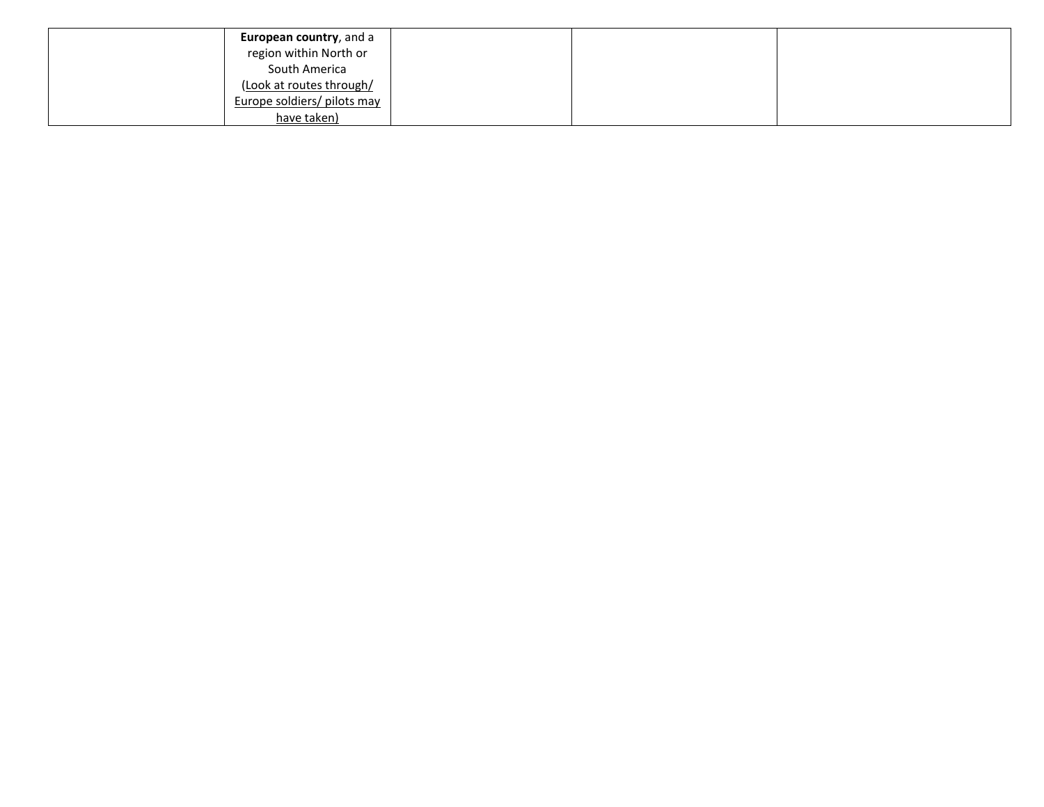| | | | | |
|---|---|---|---|---|
| | **European country**, and a region within North or South America (Look at routes through/ Europe soldiers/ pilots may have taken) | | | |